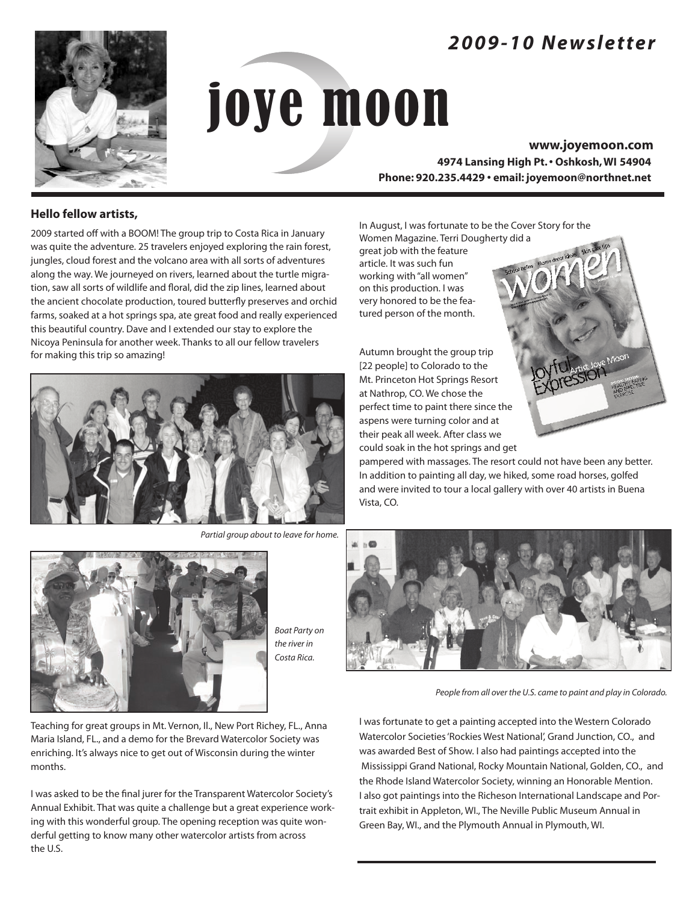# joye moon

## *2009-10 Newsletter*

**www.joyemoon.com**
**4974 Lansing High Pt. • Oshkosh, WI 54904**
**Phone: 920.235.4429 • email: joyemoon@northnet.net**

### Hello fellow artists,

2009 started off with a BOOM! The group trip to Costa Rica in January was quite the adventure. 25 travelers enjoyed exploring the rain forest, jungles, cloud forest and the volcano area with all sorts of adventures along the way. We journeyed on rivers, learned about the turtle migration, saw all sorts of wildlife and floral, did the zip lines, learned about the ancient chocolate production, toured butterfly preserves and orchid farms, soaked at a hot springs spa, ate great food and really experienced this beautiful country. Dave and I extended our stay to explore the Nicoya Peninsula for another week. Thanks to all our fellow travelers for making this trip so amazing!

*Partial group about to leave for home.*

*Boat Party on the river in Costa Rica.*

Teaching for great groups in Mt. Vernon, Il., New Port Richey, FL., Anna Maria Island, FL., and a demo for the Brevard Watercolor Society was enriching. It's always nice to get out of Wisconsin during the winter months.

I was asked to be the final jurer for the Transparent Watercolor Society's Annual Exhibit. That was quite a challenge but a great experience working with this wonderful group. The opening reception was quite wonderful getting to know many other watercolor artists from across the U.S.

In August, I was fortunate to be the Cover Story for the Women Magazine. Terri Dougherty did a great job with the feature article. It was such fun working with "all women" on this production. I was very honored to be the featured person of the month.

Autumn brought the group trip [22 people] to Colorado to the Mt. Princeton Hot Springs Resort at Nathrop, CO. We chose the perfect time to paint there since the aspens were turning color and at their peak all week. After class we could soak in the hot springs and get pampered with massages. The resort could not have been any better. In addition to painting all day, we hiked, some road horses, golfed and were invited to tour a local gallery with over 40 artists in Buena Vista, CO.

*People from all over the U.S. came to paint and play in Colorado.*

I was fortunate to get a painting accepted into the Western Colorado Watercolor Societies 'Rockies West National', Grand Junction, CO., and was awarded Best of Show. I also had paintings accepted into the Mississippi Grand National, Rocky Mountain National, Golden, CO., and the Rhode Island Watercolor Society, winning an Honorable Mention. I also got paintings into the Richeson International Landscape and Portrait exhibit in Appleton, WI., The Neville Public Museum Annual in Green Bay, WI., and the Plymouth Annual in Plymouth, WI.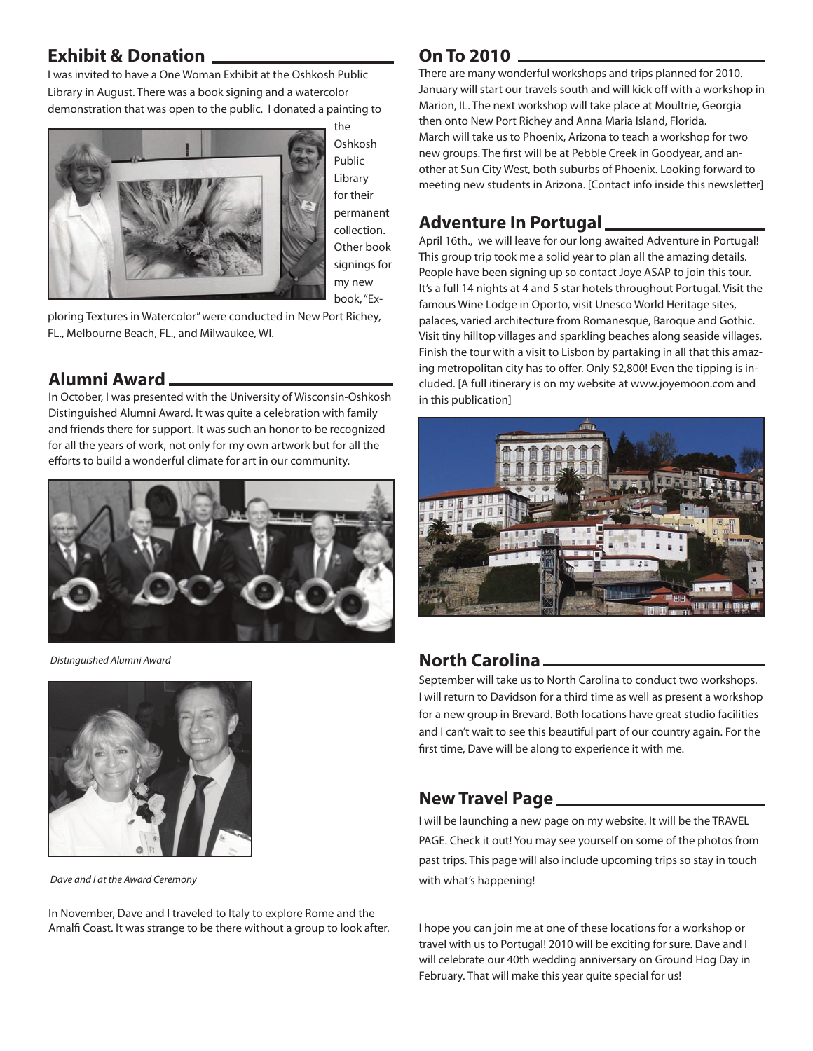## Exhibit & Donation

I was invited to have a One Woman Exhibit at the Oshkosh Public Library in August. There was a book signing and a watercolor demonstration that was open to the public. I donated a painting to the Oshkosh Public Library for their permanent collection. Other book signings for my new book, "Exploring Textures in Watercolor" were conducted in New Port Richey, FL., Melbourne Beach, FL., and Milwaukee, WI.

## Alumni Award

In October, I was presented with the University of Wisconsin-Oshkosh Distinguished Alumni Award. It was quite a celebration with family and friends there for support. It was such an honor to be recognized for all the years of work, not only for my own artwork but for all the efforts to build a wonderful climate for art in our community.

*Distinguished Alumni Award*

*Dave and I at the Award Ceremony*

In November, Dave and I traveled to Italy to explore Rome and the Amalfi Coast. It was strange to be there without a group to look after.

## On To 2010

There are many wonderful workshops and trips planned for 2010. January will start our travels south and will kick off with a workshop in Marion, IL. The next workshop will take place at Moultrie, Georgia then onto New Port Richey and Anna Maria Island, Florida.
March will take us to Phoenix, Arizona to teach a workshop for two new groups. The first will be at Pebble Creek in Goodyear, and another at Sun City West, both suburbs of Phoenix. Looking forward to meeting new students in Arizona. [Contact info inside this newsletter]

## Adventure In Portugal

April 16th., we will leave for our long awaited Adventure in Portugal! This group trip took me a solid year to plan all the amazing details. People have been signing up so contact Joye ASAP to join this tour. It's a full 14 nights at 4 and 5 star hotels throughout Portugal. Visit the famous Wine Lodge in Oporto, visit Unesco World Heritage sites, palaces, varied architecture from Romanesque, Baroque and Gothic. Visit tiny hilltop villages and sparkling beaches along seaside villages. Finish the tour with a visit to Lisbon by partaking in all that this amazing metropolitan city has to offer. Only $2,800! Even the tipping is included. [A full itinerary is on my website at www.joyemoon.com and in this publication]

## North Carolina

September will take us to North Carolina to conduct two workshops. I will return to Davidson for a third time as well as present a workshop for a new group in Brevard. Both locations have great studio facilities and I can't wait to see this beautiful part of our country again. For the first time, Dave will be along to experience it with me.

## New Travel Page

I will be launching a new page on my website. It will be the TRAVEL PAGE. Check it out! You may see yourself on some of the photos from past trips. This page will also include upcoming trips so stay in touch with what's happening!

I hope you can join me at one of these locations for a workshop or travel with us to Portugal! 2010 will be exciting for sure. Dave and I will celebrate our 40th wedding anniversary on Ground Hog Day in February. That will make this year quite special for us!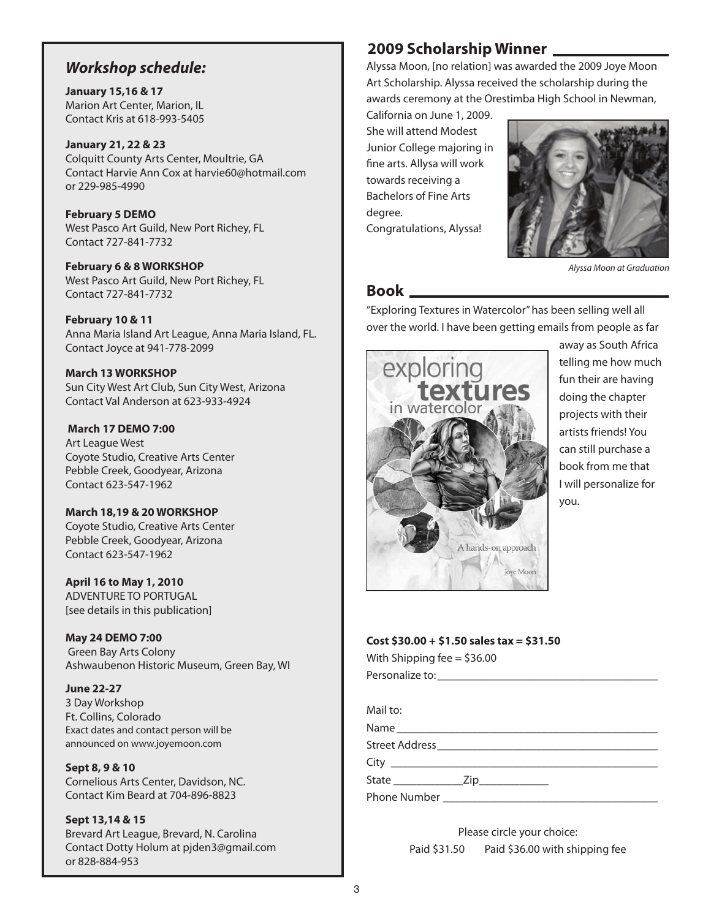## *Workshop schedule:*

**January 15,16 & 17**
Marion Art Center, Marion, IL
Contact Kris at 618-993-5405

**January 21, 22 & 23**
Colquitt County Arts Center, Moultrie, GA
Contact Harvie Ann Cox at harvie60@hotmail.com or 229-985-4990

**February 5 DEMO**
West Pasco Art Guild, New Port Richey, FL
Contact 727-841-7732

**February 6 & 8 WORKSHOP**
West Pasco Art Guild, New Port Richey, FL
Contact 727-841-7732

**February 10 & 11**
Anna Maria Island Art League, Anna Maria Island, FL.
Contact Joyce at 941-778-2099

**March 13 WORKSHOP**
Sun City West Art Club, Sun City West, Arizona
Contact Val Anderson at 623-933-4924

**March 17 DEMO 7:00**
Art League West
Coyote Studio, Creative Arts Center
Pebble Creek, Goodyear, Arizona
Contact 623-547-1962

**March 18,19 & 20 WORKSHOP**
Coyote Studio, Creative Arts Center
Pebble Creek, Goodyear, Arizona
Contact 623-547-1962

**April 16 to May 1, 2010**
ADVENTURE TO PORTUGAL
[see details in this publication]

**May 24 DEMO 7:00**
Green Bay Arts Colony
Ashwaubenon Historic Museum, Green Bay, WI

**June 22-27**
3 Day Workshop
Ft. Collins, Colorado
Exact dates and contact person will be announced on www.joyemoon.com

**Sept 8, 9 & 10**
Cornelious Arts Center, Davidson, NC.
Contact Kim Beard at 704-896-8823

**Sept 13,14 & 15**
Brevard Art League, Brevard, N. Carolina
Contact Dotty Holum at pjden3@gmail.com or 828-884-953

## 2009 Scholarship Winner

Alyssa Moon, [no relation] was awarded the 2009 Joye Moon Art Scholarship. Alyssa received the scholarship during the awards ceremony at the Orestimba High School in Newman, California on June 1, 2009. She will attend Modest Junior College majoring in fine arts. Allysa will work towards receiving a Bachelors of Fine Arts degree.
Congratulations, Alyssa!

*Alyssa Moon at Graduation*

## Book

"Exploring Textures in Watercolor" has been selling well all over the world. I have been getting emails from people as far away as South Africa telling me how much fun their are having doing the chapter projects with their artists friends! You can still purchase a book from me that I will personalize for you.

**Cost $30.00 + $1.50 sales tax = $31.50**
With Shipping fee = $36.00
Personalize to:______________________________

Mail to:
Name______________________________
Street Address______________________________
City ______________________________
State ____________Zip____________
Phone Number ______________________________

Please circle your choice:
Paid $31.50 Paid $36.00 with shipping fee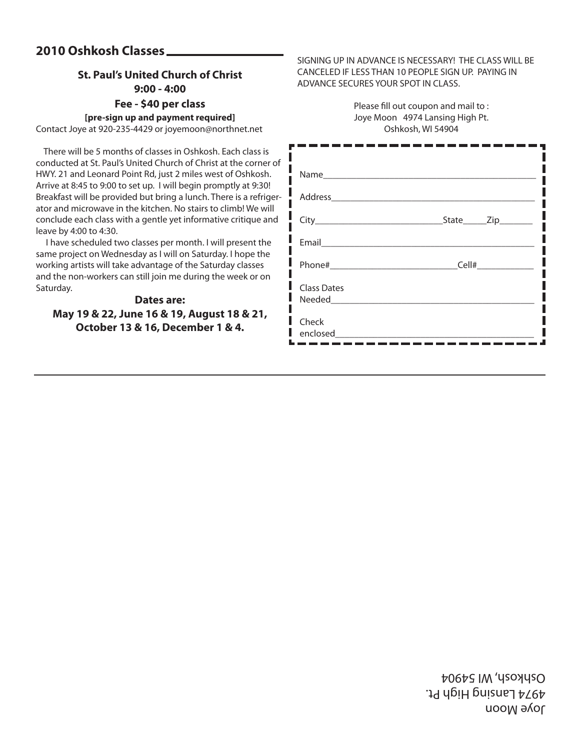## 2010 Oshkosh Classes

**St. Paul's United Church of Christ**
**9:00 - 4:00**
**Fee - $40 per class**
**[pre-sign up and payment required]**

Contact Joye at 920-235-4429 or joyemoon@northnet.net

There will be 5 months of classes in Oshkosh. Each class is conducted at St. Paul's United Church of Christ at the corner of HWY. 21 and Leonard Point Rd, just 2 miles west of Oshkosh. Arrive at 8:45 to 9:00 to set up. I will begin promptly at 9:30! Breakfast will be provided but bring a lunch. There is a refrigerator and microwave in the kitchen. No stairs to climb! We will conclude each class with a gentle yet informative critique and leave by 4:00 to 4:30.

I have scheduled two classes per month. I will present the same project on Wednesday as I will on Saturday. I hope the working artists will take advantage of the Saturday classes and the non-workers can still join me during the week or on Saturday.

**Dates are:**
**May 19 & 22, June 16 & 19, August 18 & 21, October 13 & 16, December 1 & 4.**

SIGNING UP IN ADVANCE IS NECESSARY! THE CLASS WILL BE CANCELED IF LESS THAN 10 PEOPLE SIGN UP. PAYING IN ADVANCE SECURES YOUR SPOT IN CLASS.

Please fill out coupon and mail to :
Joye Moon 4974 Lansing High Pt.
Oshkosh, WI 54904

Name________________________________________

Address______________________________________

City__________________________State_____Zip_______

Email________________________________________

Phone#__________________________Cell#____________

Class Dates
Needed_______________________________________

Check
enclosed_____________________________________

Joye Moon
4974 Lansing High Pt.
Oshkosh, WI 54904